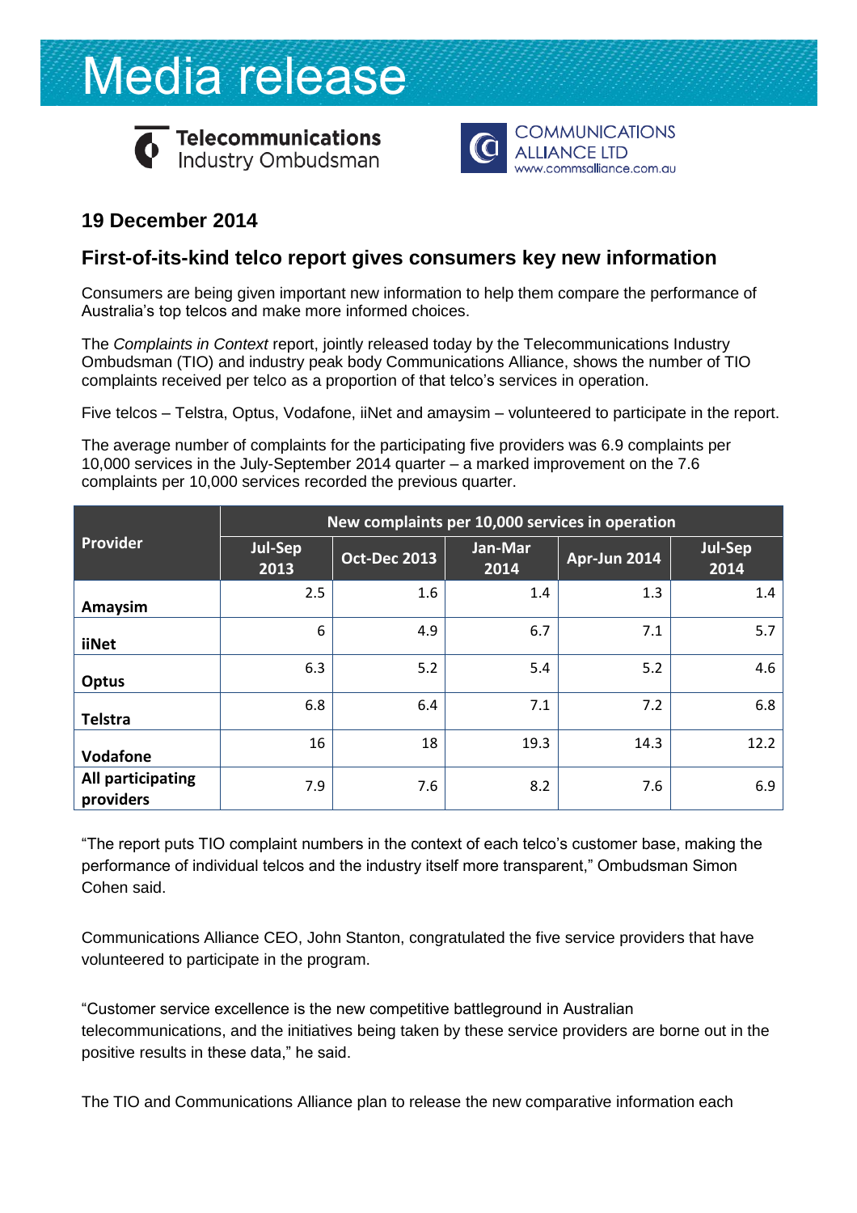# Media release

Telecommunications Industry Ombudsman

COMMUNICATIONS ALLIANCE LTD
www.commsalliance.com.au

## 19 December 2014

## First-of-its-kind telco report gives consumers key new information

Consumers are being given important new information to help them compare the performance of Australia's top telcos and make more informed choices.

The *Complaints in Context* report, jointly released today by the Telecommunications Industry Ombudsman (TIO) and industry peak body Communications Alliance, shows the number of TIO complaints received per telco as a proportion of that telco's services in operation.

Five telcos – Telstra, Optus, Vodafone, iiNet and amaysim – volunteered to participate in the report.

The average number of complaints for the participating five providers was 6.9 complaints per 10,000 services in the July-September 2014 quarter – a marked improvement on the 7.6 complaints per 10,000 services recorded the previous quarter.

| Provider | New complaints per 10,000 services in operation | | | | |
|---|---|---|---|---|---|
| | Jul-Sep 2013 | Oct-Dec 2013 | Jan-Mar 2014 | Apr-Jun 2014 | Jul-Sep 2014 |
| Amaysim | 2.5 | 1.6 | 1.4 | 1.3 | 1.4 |
| iiNet | 6 | 4.9 | 6.7 | 7.1 | 5.7 |
| Optus | 6.3 | 5.2 | 5.4 | 5.2 | 4.6 |
| Telstra | 6.8 | 6.4 | 7.1 | 7.2 | 6.8 |
| Vodafone | 16 | 18 | 19.3 | 14.3 | 12.2 |
| All participating providers | 7.9 | 7.6 | 8.2 | 7.6 | 6.9 |

"The report puts TIO complaint numbers in the context of each telco's customer base, making the performance of individual telcos and the industry itself more transparent," Ombudsman Simon Cohen said.

Communications Alliance CEO, John Stanton, congratulated the five service providers that have volunteered to participate in the program.

"Customer service excellence is the new competitive battleground in Australian telecommunications, and the initiatives being taken by these service providers are borne out in the positive results in these data," he said.

The TIO and Communications Alliance plan to release the new comparative information each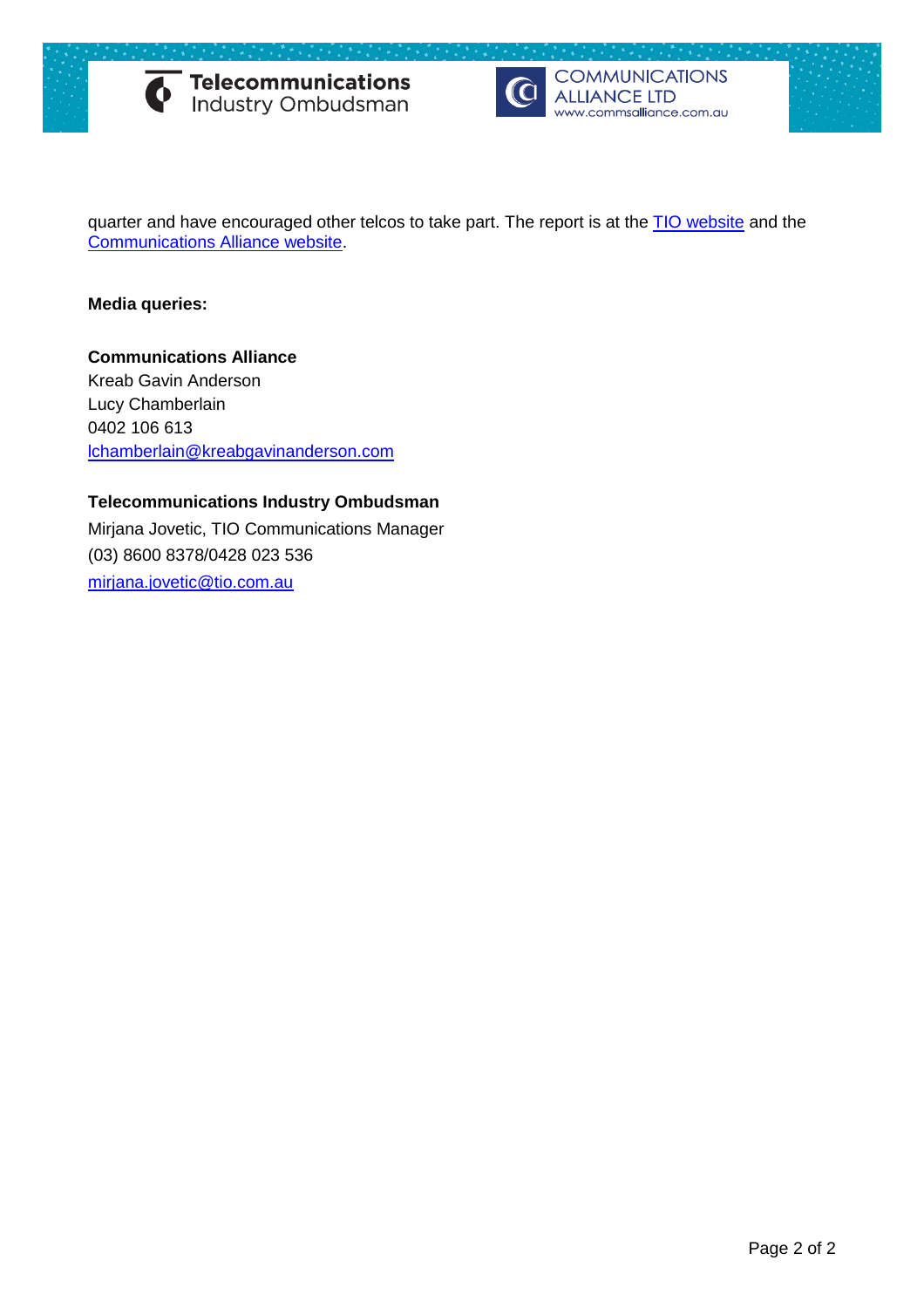quarter and have encouraged other telcos to take part. The report is at the [TIO website]() and the [Communications Alliance website]().

**Media queries:**

**Communications Alliance**
Kreab Gavin Anderson
Lucy Chamberlain
0402 106 613
lchamberlain@kreabgavinanderson.com

**Telecommunications Industry Ombudsman**
Mirjana Jovetic, TIO Communications Manager
(03) 8600 8378/0428 023 536
mirjana.jovetic@tio.com.au